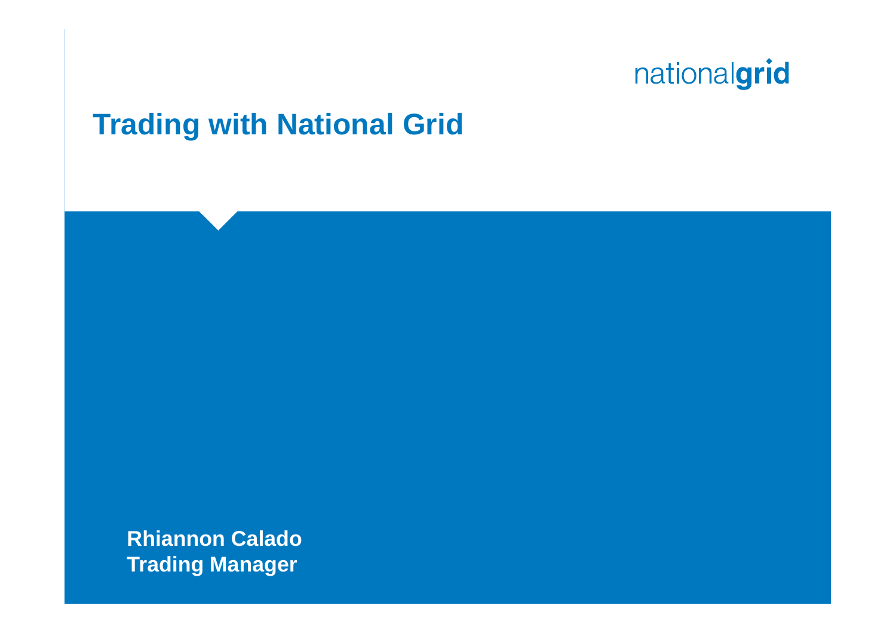nationalgrid

# Trading with National Grid

**Rhiannon Calado**
**Trading Manager**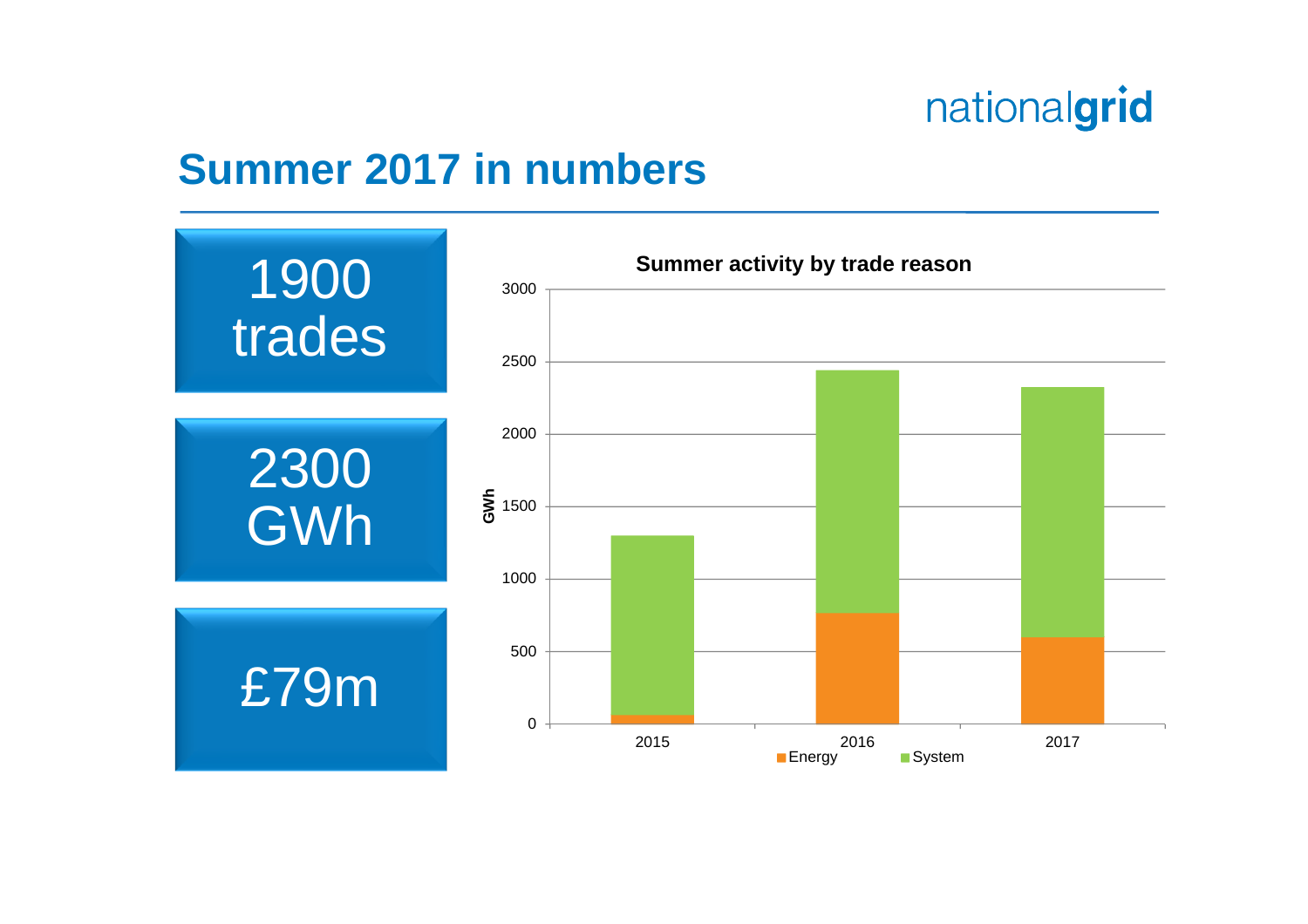# Summer 2017 in numbers

1900 trades

2300 GWh

£79m

**Summer activity by trade reason**

| Year | Energy (GWh) | System (GWh) | Total (GWh) |
|---|---|---|---|
| 2015 | ~60 | ~1240 | ~1300 |
| 2016 | ~770 | ~1670 | ~2440 |
| 2017 | ~600 | ~1720 | ~2320 |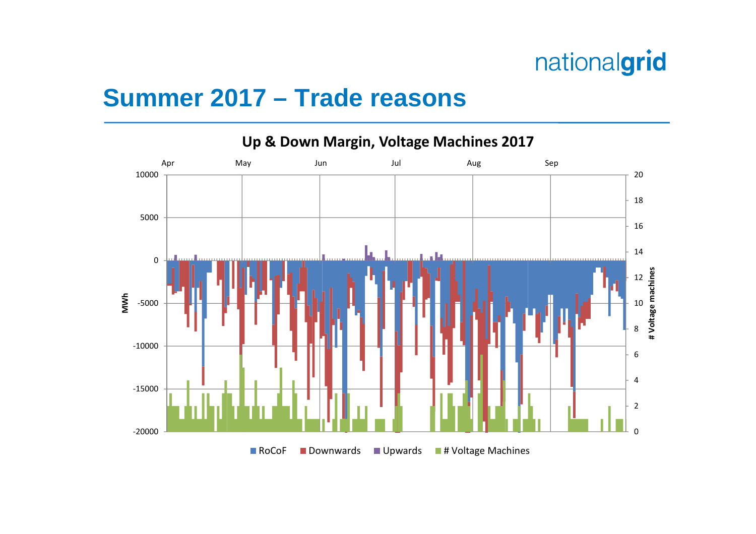# Summer 2017 – Trade reasons

## Up & Down Margin, Voltage Machines 2017

Apr May Jun Jul Aug Sep

MWh

# Voltage machines

RoCoF Downwards Upwards # Voltage Machines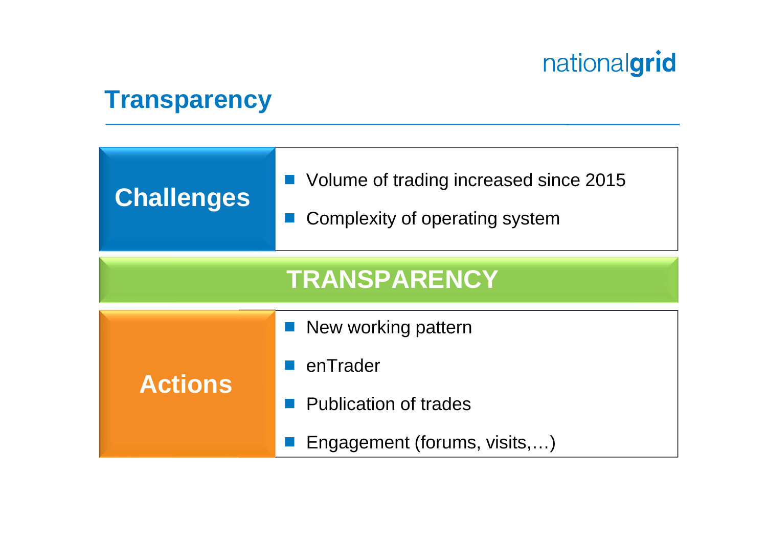# Transparency

## Challenges

- Volume of trading increased since 2015
- Complexity of operating system

## TRANSPARENCY

## Actions

- New working pattern
- enTrader
- Publication of trades
- Engagement (forums, visits,…)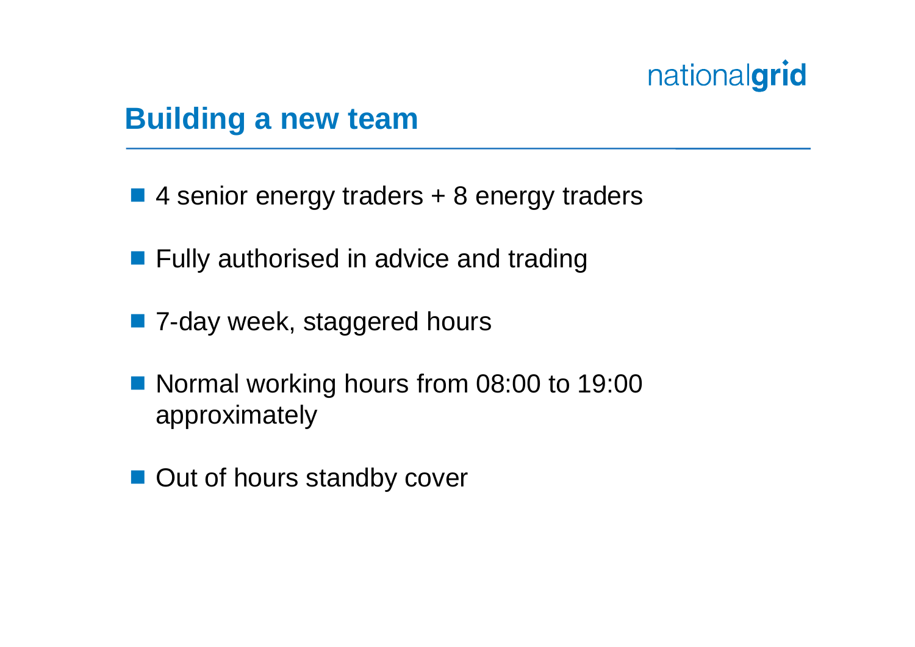## Building a new team

- 4 senior energy traders + 8 energy traders
- Fully authorised in advice and trading
- 7-day week, staggered hours
- Normal working hours from 08:00 to 19:00 approximately
- Out of hours standby cover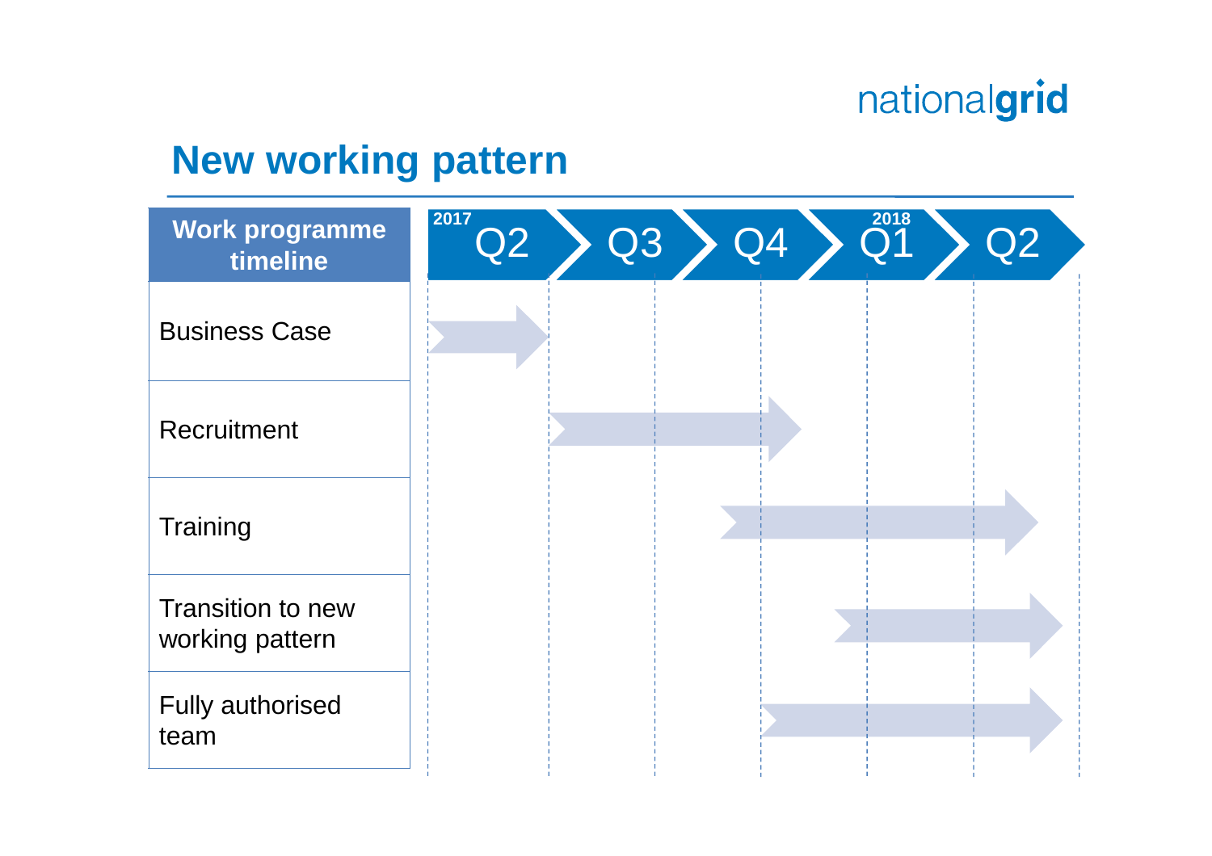# New working pattern

| Work programme timeline | 2017 Q2 | Q3 | Q4 | 2018 Q1 | Q2 |
|---|---|---|---|---|---|
| Business Case | ■ | | | | |
| Recruitment | | ■ | ■ | | |
| Training | | | ■ | ■ | ■ |
| Transition to new working pattern | | | | ■ | ■ |
| Fully authorised team | | | ■ | ■ | ■ |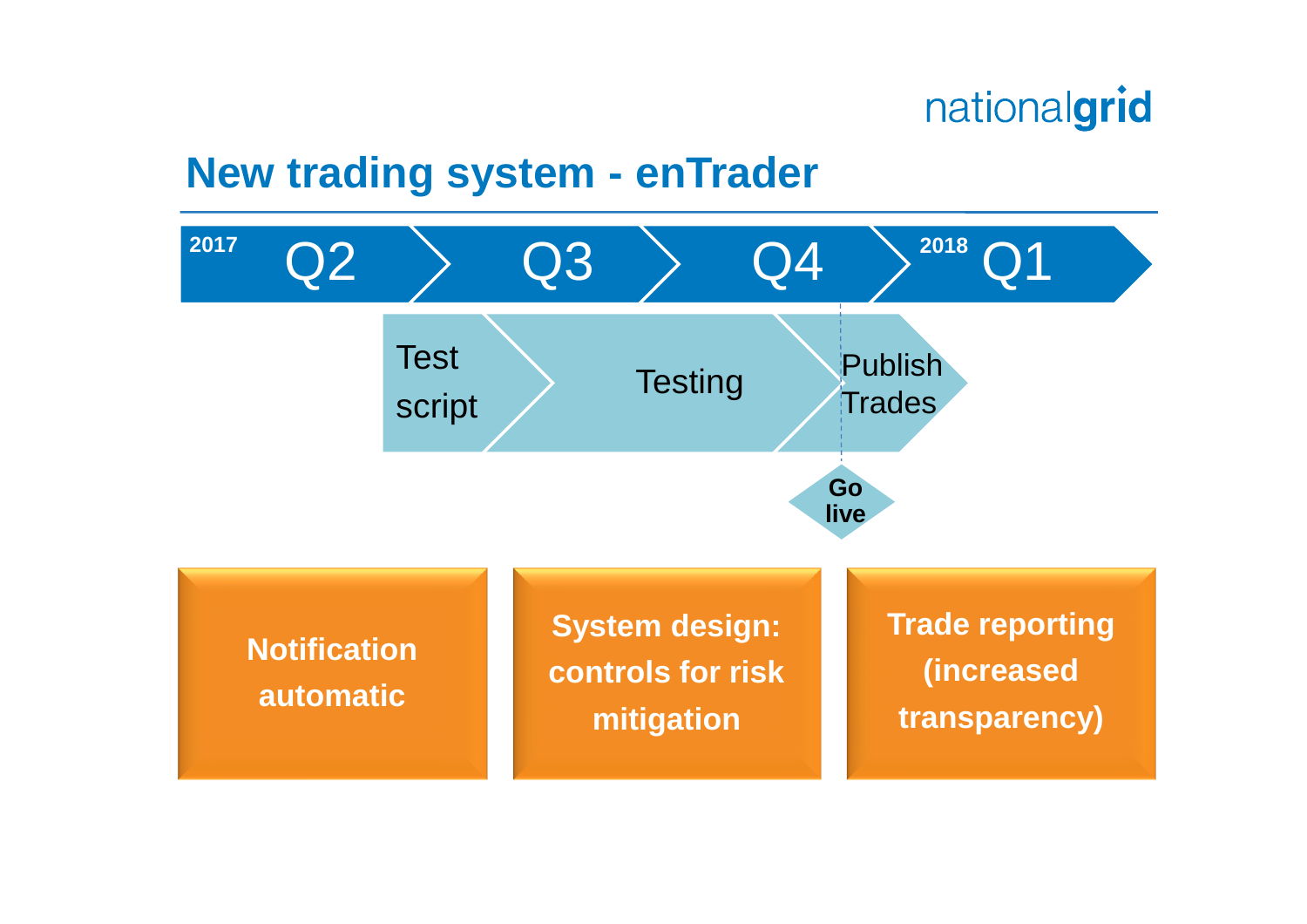# New trading system - enTrader

**2017** Q2 → Q3 → Q4 → **2018** Q1

Test script → Testing → Publish Trades

**Go live**

**Notification automatic**

**System design: controls for risk mitigation**

**Trade reporting (increased transparency)**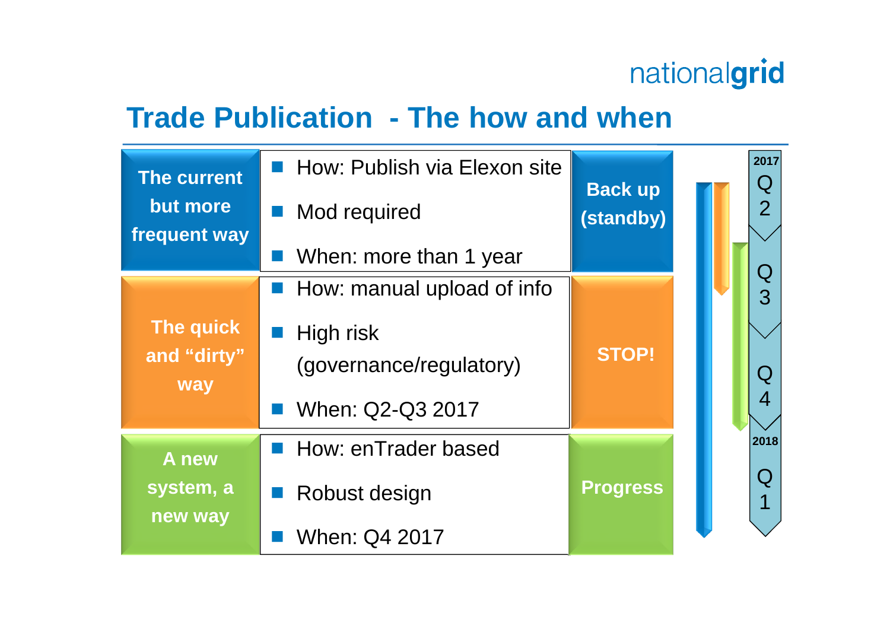nationalgrid

# Trade Publication - The how and when

| Approach | Details | Status |
|---|---|---|
| The current but more frequent way | How: Publish via Elexon site<br>Mod required<br>When: more than 1 year | Back up (standby) |
| The quick and "dirty" way | How: manual upload of info<br>High risk (governance/regulatory)<br>When: Q2-Q3 2017 | STOP! |
| A new system, a new way | How: enTrader based<br>Robust design<br>When: Q4 2017 | Progress |

2017 Q2 | Q3 | Q4 | 2018 Q1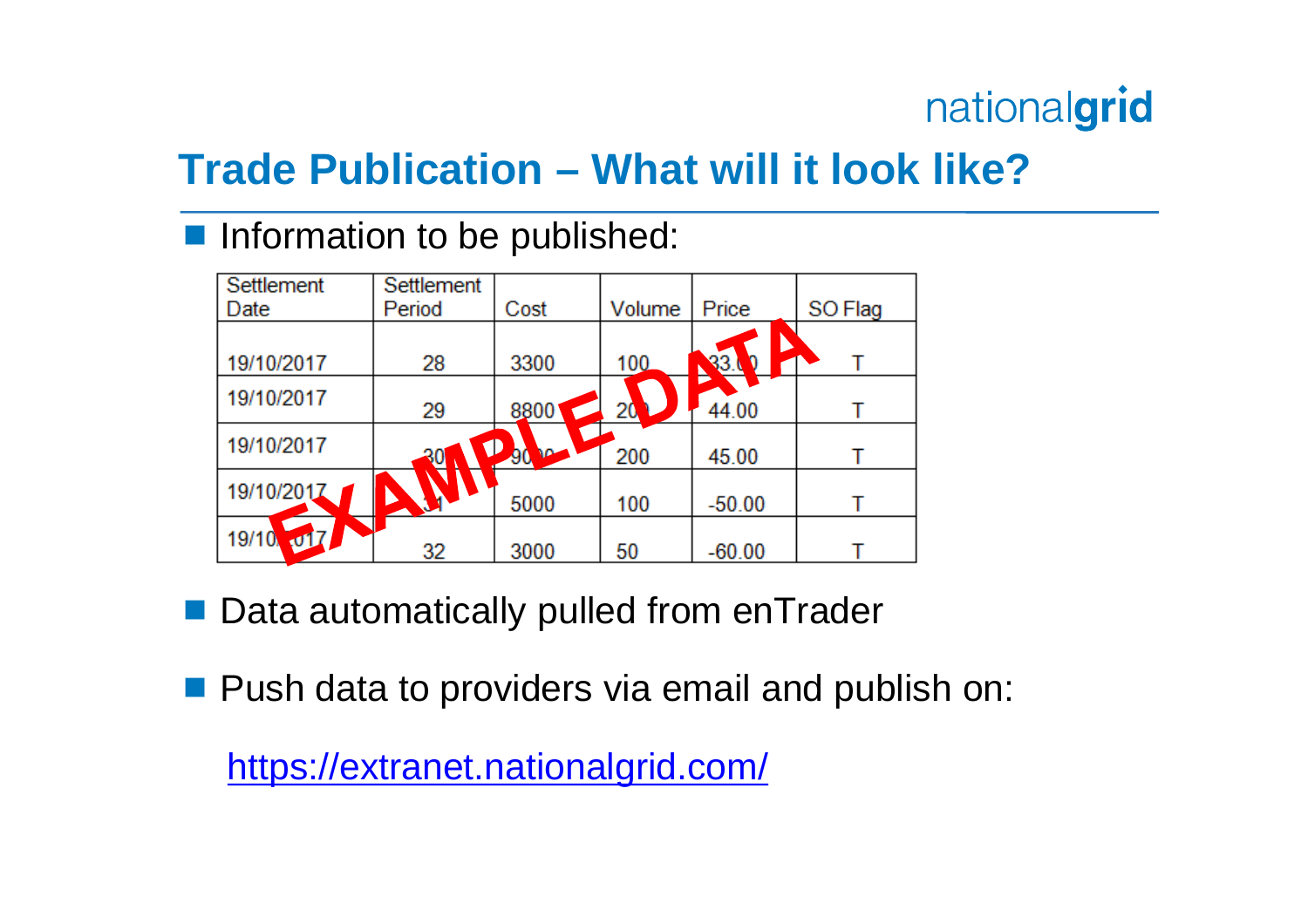## Trade Publication – What will it look like?

- Information to be published:

EXAMPLE DATA

| Settlement Date | Settlement Period | Cost | Volume | Price | SO Flag |
|---|---|---|---|---|---|
| 19/10/2017 | 28 | 3300 | 100 | 33.00 | T |
| 19/10/2017 | 29 | 8800 | 200 | 44.00 | T |
| 19/10/2017 | 30 | 9000 | 200 | 45.00 | T |
| 19/10/2017 | 31 | 5000 | 100 | -50.00 | T |
| 19/10/2017 | 32 | 3000 | 50 | -60.00 | T |

- Data automatically pulled from enTrader
- Push data to providers via email and publish on:

  https://extranet.nationalgrid.com/